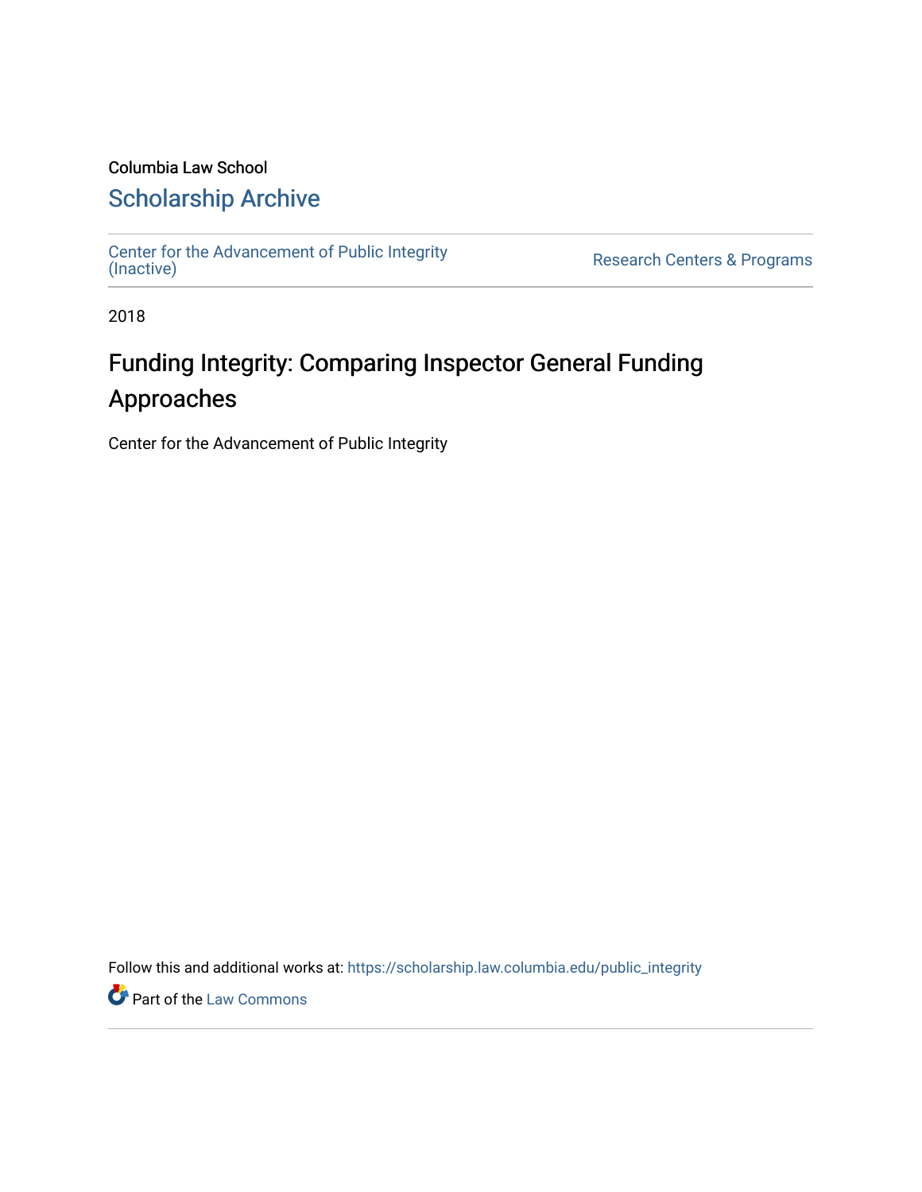Columbia Law School

# Scholarship Archive

Center for the Advancement of Public Integrity (Inactive) | Research Centers & Programs

2018

## Funding Integrity: Comparing Inspector General Funding Approaches

Center for the Advancement of Public Integrity

Follow this and additional works at: https://scholarship.law.columbia.edu/public_integrity

Part of the Law Commons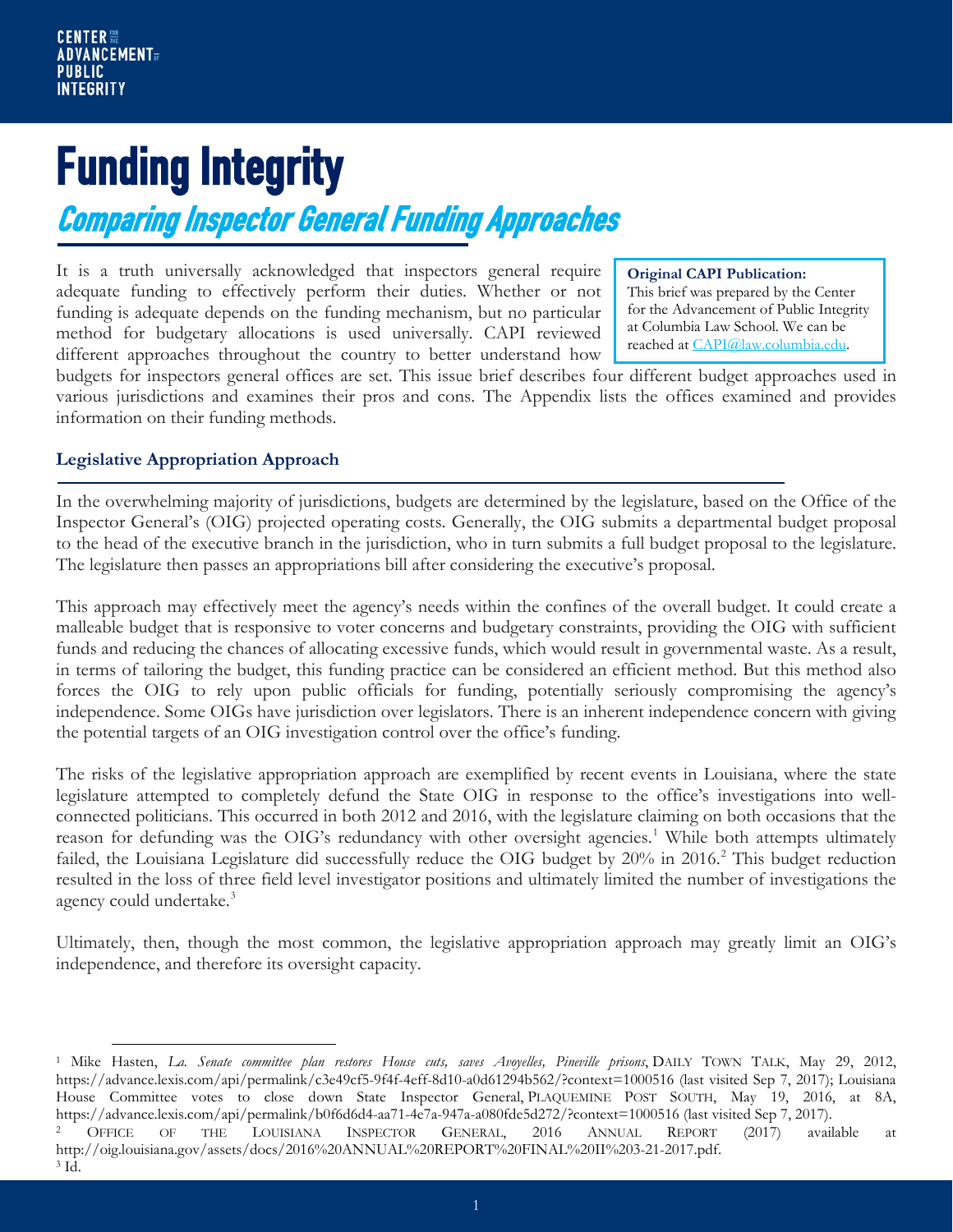CENTER FOR THE ADVANCEMENT OF PUBLIC INTEGRITY

# Funding Integrity

## *Comparing Inspector General Funding Approaches*

> **Original CAPI Publication:**
> This brief was prepared by the Center for the Advancement of Public Integrity at Columbia Law School. We can be reached at CAPI@law.columbia.edu.

It is a truth universally acknowledged that inspectors general require adequate funding to effectively perform their duties. Whether or not funding is adequate depends on the funding mechanism, but no particular method for budgetary allocations is used universally. CAPI reviewed different approaches throughout the country to better understand how budgets for inspectors general offices are set. This issue brief describes four different budget approaches used in various jurisdictions and examines their pros and cons. The Appendix lists the offices examined and provides information on their funding methods.

### Legislative Appropriation Approach

In the overwhelming majority of jurisdictions, budgets are determined by the legislature, based on the Office of the Inspector General's (OIG) projected operating costs. Generally, the OIG submits a departmental budget proposal to the head of the executive branch in the jurisdiction, who in turn submits a full budget proposal to the legislature. The legislature then passes an appropriations bill after considering the executive's proposal.

This approach may effectively meet the agency's needs within the confines of the overall budget. It could create a malleable budget that is responsive to voter concerns and budgetary constraints, providing the OIG with sufficient funds and reducing the chances of allocating excessive funds, which would result in governmental waste. As a result, in terms of tailoring the budget, this funding practice can be considered an efficient method. But this method also forces the OIG to rely upon public officials for funding, potentially seriously compromising the agency's independence. Some OIGs have jurisdiction over legislators. There is an inherent independence concern with giving the potential targets of an OIG investigation control over the office's funding.

The risks of the legislative appropriation approach are exemplified by recent events in Louisiana, where the state legislature attempted to completely defund the State OIG in response to the office's investigations into well-connected politicians. This occurred in both 2012 and 2016, with the legislature claiming on both occasions that the reason for defunding was the OIG's redundancy with other oversight agencies.[1] While both attempts ultimately failed, the Louisiana Legislature did successfully reduce the OIG budget by 20% in 2016.[2] This budget reduction resulted in the loss of three field level investigator positions and ultimately limited the number of investigations the agency could undertake.[3]

Ultimately, then, though the most common, the legislative appropriation approach may greatly limit an OIG's independence, and therefore its oversight capacity.

---

[1] Mike Hasten, *La. Senate committee plan restores House cuts, saves Avoyelles, Pineville prisons*, DAILY TOWN TALK, May 29, 2012, https://advance.lexis.com/api/permalink/c3e49cf5-9f4f-4eff-8d10-a0d61294b562/?context=1000516 (last visited Sep 7, 2017); Louisiana House Committee votes to close down State Inspector General, PLAQUEMINE POST SOUTH, May 19, 2016, at 8A, https://advance.lexis.com/api/permalink/b0f6d6d4-aa71-4e7a-947a-a080fde5d272/?context=1000516 (last visited Sep 7, 2017).

[2] OFFICE OF THE LOUISIANA INSPECTOR GENERAL, 2016 ANNUAL REPORT (2017) available at http://oig.louisiana.gov/assets/docs/2016%20ANNUAL%20REPORT%20FINAL%20II%203-21-2017.pdf.

[3] Id.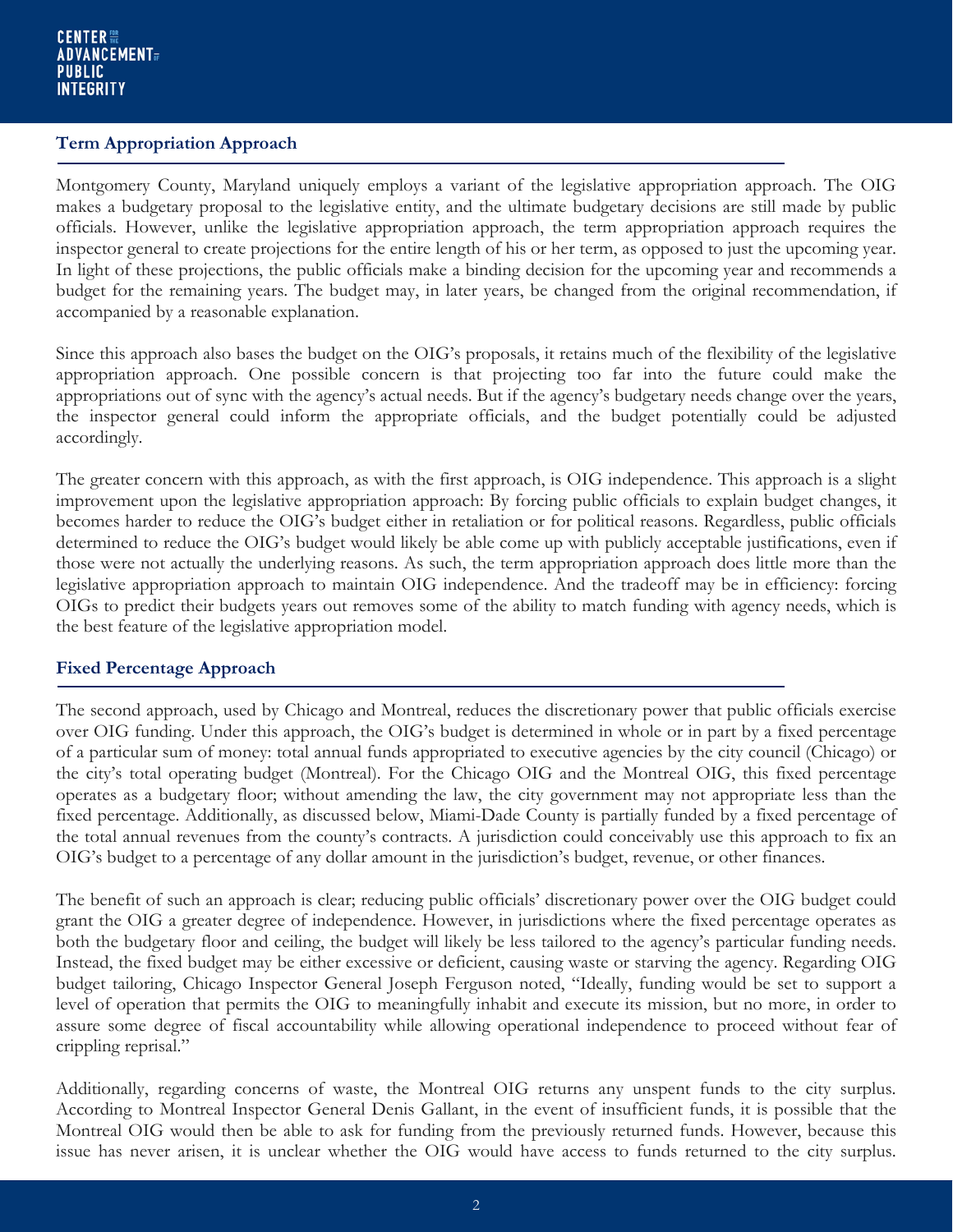### Term Appropriation Approach

Montgomery County, Maryland uniquely employs a variant of the legislative appropriation approach. The OIG makes a budgetary proposal to the legislative entity, and the ultimate budgetary decisions are still made by public officials. However, unlike the legislative appropriation approach, the term appropriation approach requires the inspector general to create projections for the entire length of his or her term, as opposed to just the upcoming year. In light of these projections, the public officials make a binding decision for the upcoming year and recommends a budget for the remaining years. The budget may, in later years, be changed from the original recommendation, if accompanied by a reasonable explanation.

Since this approach also bases the budget on the OIG's proposals, it retains much of the flexibility of the legislative appropriation approach. One possible concern is that projecting too far into the future could make the appropriations out of sync with the agency's actual needs. But if the agency's budgetary needs change over the years, the inspector general could inform the appropriate officials, and the budget potentially could be adjusted accordingly.

The greater concern with this approach, as with the first approach, is OIG independence. This approach is a slight improvement upon the legislative appropriation approach: By forcing public officials to explain budget changes, it becomes harder to reduce the OIG's budget either in retaliation or for political reasons. Regardless, public officials determined to reduce the OIG's budget would likely be able come up with publicly acceptable justifications, even if those were not actually the underlying reasons. As such, the term appropriation approach does little more than the legislative appropriation approach to maintain OIG independence. And the tradeoff may be in efficiency: forcing OIGs to predict their budgets years out removes some of the ability to match funding with agency needs, which is the best feature of the legislative appropriation model.

### Fixed Percentage Approach

The second approach, used by Chicago and Montreal, reduces the discretionary power that public officials exercise over OIG funding. Under this approach, the OIG's budget is determined in whole or in part by a fixed percentage of a particular sum of money: total annual funds appropriated to executive agencies by the city council (Chicago) or the city's total operating budget (Montreal). For the Chicago OIG and the Montreal OIG, this fixed percentage operates as a budgetary floor; without amending the law, the city government may not appropriate less than the fixed percentage. Additionally, as discussed below, Miami-Dade County is partially funded by a fixed percentage of the total annual revenues from the county's contracts. A jurisdiction could conceivably use this approach to fix an OIG's budget to a percentage of any dollar amount in the jurisdiction's budget, revenue, or other finances.

The benefit of such an approach is clear; reducing public officials' discretionary power over the OIG budget could grant the OIG a greater degree of independence. However, in jurisdictions where the fixed percentage operates as both the budgetary floor and ceiling, the budget will likely be less tailored to the agency's particular funding needs. Instead, the fixed budget may be either excessive or deficient, causing waste or starving the agency. Regarding OIG budget tailoring, Chicago Inspector General Joseph Ferguson noted, "Ideally, funding would be set to support a level of operation that permits the OIG to meaningfully inhabit and execute its mission, but no more, in order to assure some degree of fiscal accountability while allowing operational independence to proceed without fear of crippling reprisal."

Additionally, regarding concerns of waste, the Montreal OIG returns any unspent funds to the city surplus. According to Montreal Inspector General Denis Gallant, in the event of insufficient funds, it is possible that the Montreal OIG would then be able to ask for funding from the previously returned funds. However, because this issue has never arisen, it is unclear whether the OIG would have access to funds returned to the city surplus.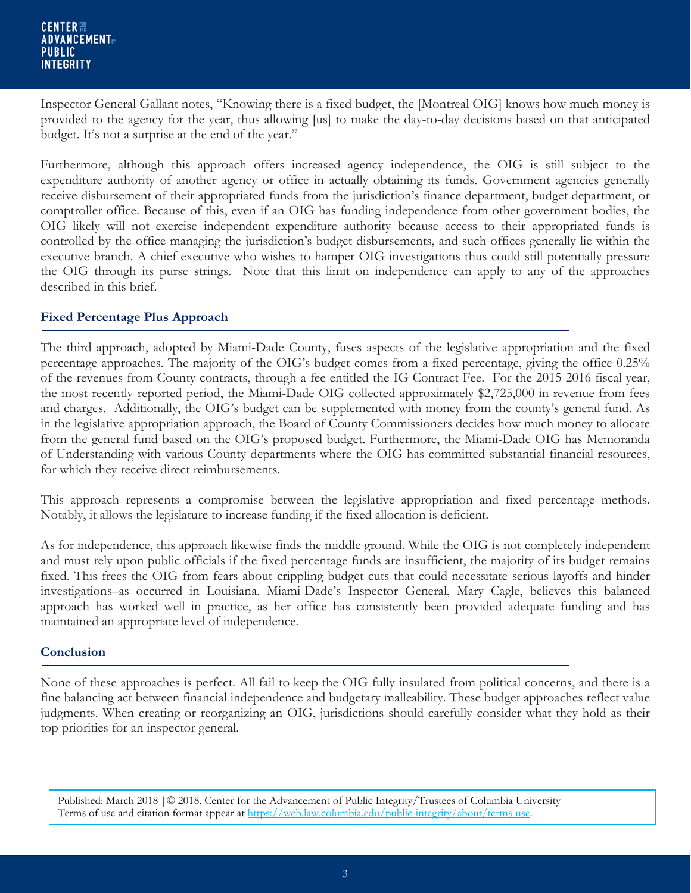Inspector General Gallant notes, "Knowing there is a fixed budget, the [Montreal OIG] knows how much money is provided to the agency for the year, thus allowing [us] to make the day-to-day decisions based on that anticipated budget. It's not a surprise at the end of the year."

Furthermore, although this approach offers increased agency independence, the OIG is still subject to the expenditure authority of another agency or office in actually obtaining its funds. Government agencies generally receive disbursement of their appropriated funds from the jurisdiction's finance department, budget department, or comptroller office. Because of this, even if an OIG has funding independence from other government bodies, the OIG likely will not exercise independent expenditure authority because access to their appropriated funds is controlled by the office managing the jurisdiction's budget disbursements, and such offices generally lie within the executive branch. A chief executive who wishes to hamper OIG investigations thus could still potentially pressure the OIG through its purse strings. Note that this limit on independence can apply to any of the approaches described in this brief.

### Fixed Percentage Plus Approach

The third approach, adopted by Miami-Dade County, fuses aspects of the legislative appropriation and the fixed percentage approaches. The majority of the OIG's budget comes from a fixed percentage, giving the office 0.25% of the revenues from County contracts, through a fee entitled the IG Contract Fee. For the 2015-2016 fiscal year, the most recently reported period, the Miami-Dade OIG collected approximately $2,725,000 in revenue from fees and charges. Additionally, the OIG's budget can be supplemented with money from the county's general fund. As in the legislative appropriation approach, the Board of County Commissioners decides how much money to allocate from the general fund based on the OIG's proposed budget. Furthermore, the Miami-Dade OIG has Memoranda of Understanding with various County departments where the OIG has committed substantial financial resources, for which they receive direct reimbursements.

This approach represents a compromise between the legislative appropriation and fixed percentage methods. Notably, it allows the legislature to increase funding if the fixed allocation is deficient.

As for independence, this approach likewise finds the middle ground. While the OIG is not completely independent and must rely upon public officials if the fixed percentage funds are insufficient, the majority of its budget remains fixed. This frees the OIG from fears about crippling budget cuts that could necessitate serious layoffs and hinder investigations–as occurred in Louisiana. Miami-Dade's Inspector General, Mary Cagle, believes this balanced approach has worked well in practice, as her office has consistently been provided adequate funding and has maintained an appropriate level of independence.

### Conclusion

None of these approaches is perfect. All fail to keep the OIG fully insulated from political concerns, and there is a fine balancing act between financial independence and budgetary malleability. These budget approaches reflect value judgments. When creating or reorganizing an OIG, jurisdictions should carefully consider what they hold as their top priorities for an inspector general.

Published: March 2018 | © 2018, Center for the Advancement of Public Integrity/Trustees of Columbia University
Terms of use and citation format appear at https://web.law.columbia.edu/public-integrity/about/terms-use.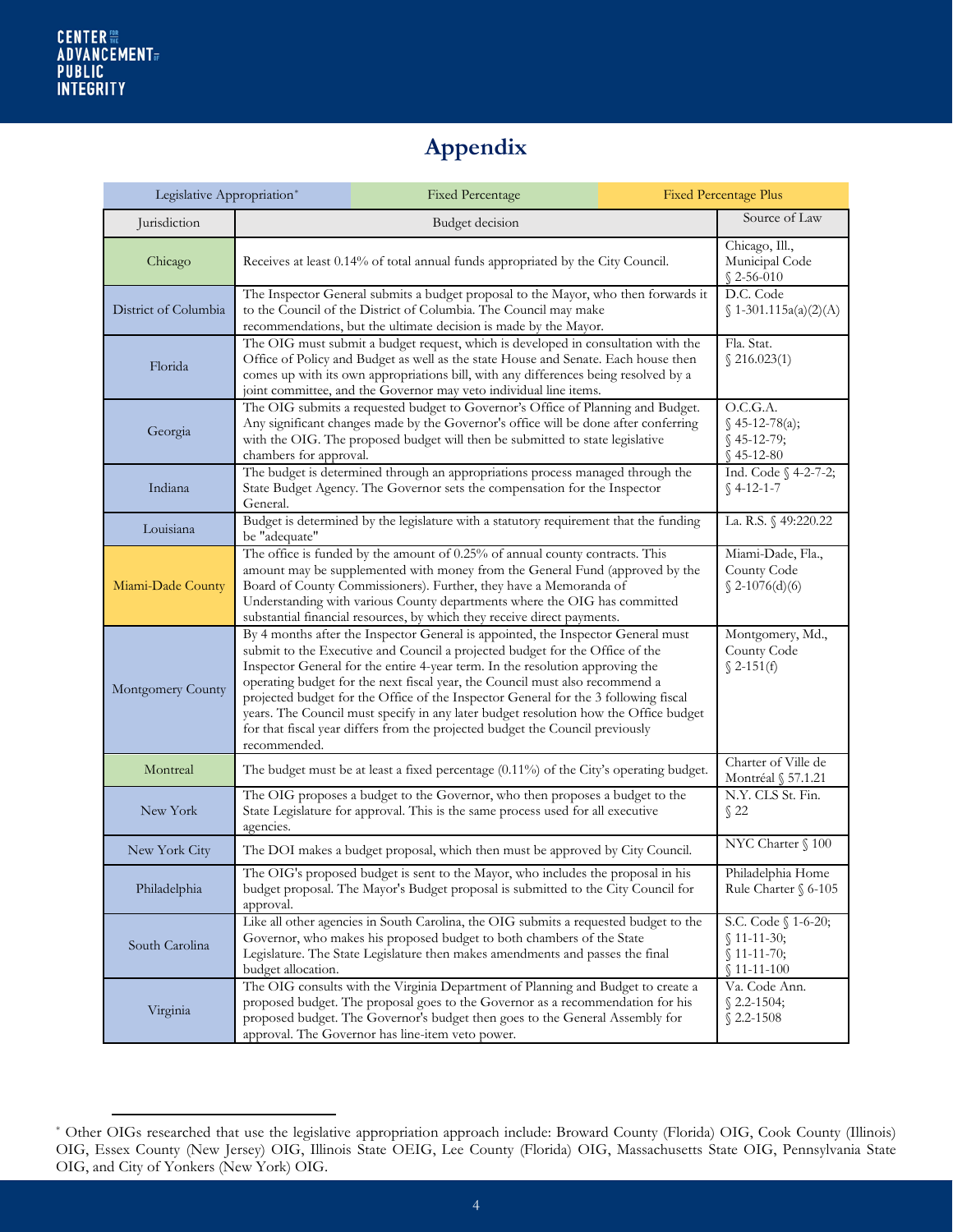# Appendix

| Legislative Appropriation* | Fixed Percentage | Fixed Percentage Plus |
|---|---|---|

| Jurisdiction | Budget decision | Source of Law |
|---|---|---|
| Chicago | Receives at least 0.14% of total annual funds appropriated by the City Council. | Chicago, Ill., Municipal Code § 2-56-010 |
| District of Columbia | The Inspector General submits a budget proposal to the Mayor, who then forwards it to the Council of the District of Columbia. The Council may make recommendations, but the ultimate decision is made by the Mayor. | D.C. Code § 1-301.115a(a)(2)(A) |
| Florida | The OIG must submit a budget request, which is developed in consultation with the Office of Policy and Budget as well as the state House and Senate. Each house then comes up with its own appropriations bill, with any differences being resolved by a joint committee, and the Governor may veto individual line items. | Fla. Stat. § 216.023(1) |
| Georgia | The OIG submits a requested budget to Governor's Office of Planning and Budget. Any significant changes made by the Governor's office will be done after conferring with the OIG. The proposed budget will then be submitted to state legislative chambers for approval. | O.C.G.A. § 45-12-78(a); § 45-12-79; § 45-12-80 |
| Indiana | The budget is determined through an appropriations process managed through the State Budget Agency. The Governor sets the compensation for the Inspector General. | Ind. Code § 4-2-7-2; § 4-12-1-7 |
| Louisiana | Budget is determined by the legislature with a statutory requirement that the funding be "adequate" | La. R.S. § 49:220.22 |
| Miami-Dade County | The office is funded by the amount of 0.25% of annual county contracts. This amount may be supplemented with money from the General Fund (approved by the Board of County Commissioners). Further, they have a Memoranda of Understanding with various County departments where the OIG has committed substantial financial resources, by which they receive direct payments. | Miami-Dade, Fla., County Code § 2-1076(d)(6) |
| Montgomery County | By 4 months after the Inspector General is appointed, the Inspector General must submit to the Executive and Council a projected budget for the Office of the Inspector General for the entire 4-year term. In the resolution approving the operating budget for the next fiscal year, the Council must also recommend a projected budget for the Office of the Inspector General for the 3 following fiscal years. The Council must specify in any later budget resolution how the Office budget for that fiscal year differs from the projected budget the Council previously recommended. | Montgomery, Md., County Code § 2-151(f) |
| Montreal | The budget must be at least a fixed percentage (0.11%) of the City's operating budget. | Charter of Ville de Montréal § 57.1.21 |
| New York | The OIG proposes a budget to the Governor, who then proposes a budget to the State Legislature for approval. This is the same process used for all executive agencies. | N.Y. CLS St. Fin. § 22 |
| New York City | The DOI makes a budget proposal, which then must be approved by City Council. | NYC Charter § 100 |
| Philadelphia | The OIG's proposed budget is sent to the Mayor, who includes the proposal in his budget proposal. The Mayor's Budget proposal is submitted to the City Council for approval. | Philadelphia Home Rule Charter § 6-105 |
| South Carolina | Like all other agencies in South Carolina, the OIG submits a requested budget to the Governor, who makes his proposed budget to both chambers of the State Legislature. The State Legislature then makes amendments and passes the final budget allocation. | S.C. Code § 1-6-20; § 11-11-30; § 11-11-70; § 11-11-100 |
| Virginia | The OIG consults with the Virginia Department of Planning and Budget to create a proposed budget. The proposal goes to the Governor as a recommendation for his proposed budget. The Governor's budget then goes to the General Assembly for approval. The Governor has line-item veto power. | Va. Code Ann. § 2.2-1504; § 2.2-1508 |

\* Other OIGs researched that use the legislative appropriation approach include: Broward County (Florida) OIG, Cook County (Illinois) OIG, Essex County (New Jersey) OIG, Illinois State OEIG, Lee County (Florida) OIG, Massachusetts State OIG, Pennsylvania State OIG, and City of Yonkers (New York) OIG.